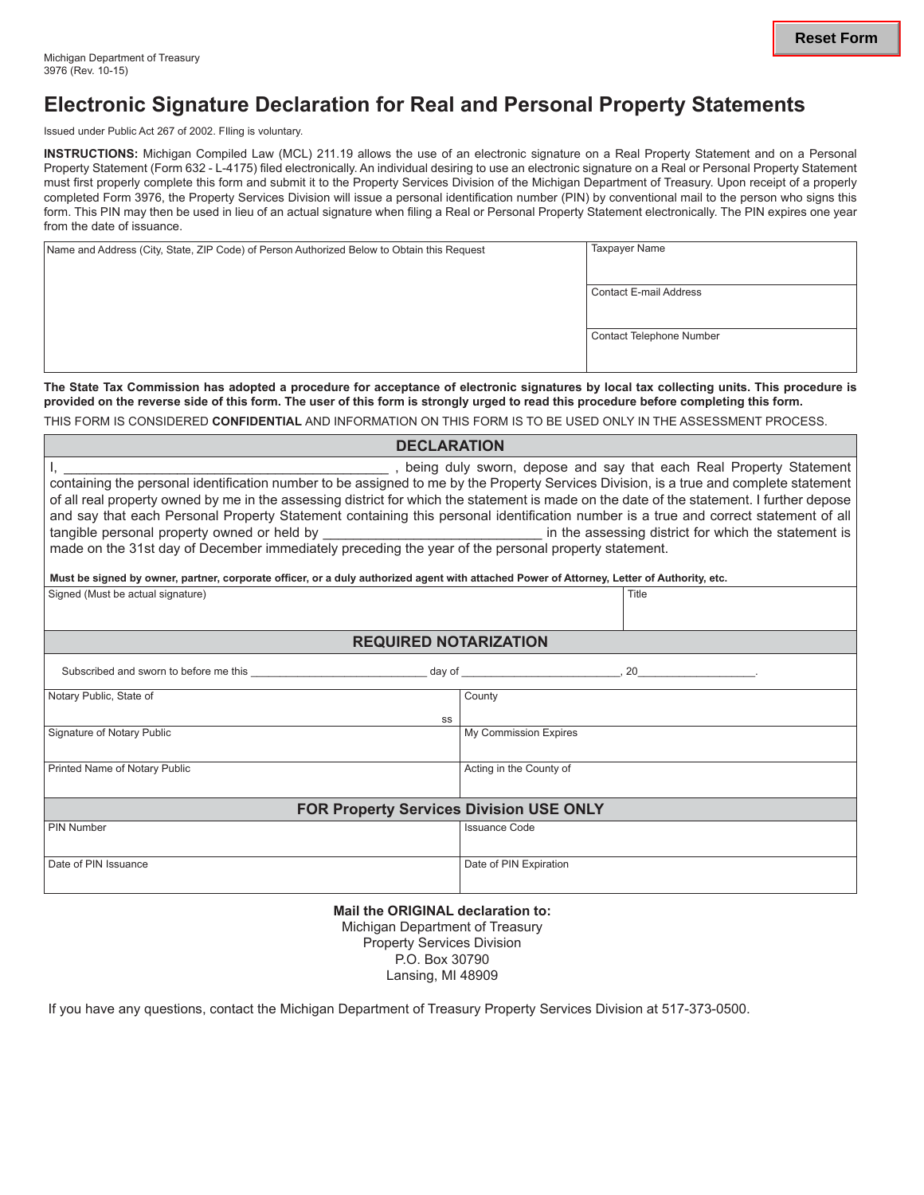Michigan Department of Treasury
3976 (Rev. 10-15)

# Electronic Signature Declaration for Real and Personal Property Statements

Issued under Public Act 267 of 2002. Filing is voluntary.

**INSTRUCTIONS:** Michigan Compiled Law (MCL) 211.19 allows the use of an electronic signature on a Real Property Statement and on a Personal Property Statement (Form 632 - L-4175) filed electronically. An individual desiring to use an electronic signature on a Real or Personal Property Statement must first properly complete this form and submit it to the Property Services Division of the Michigan Department of Treasury. Upon receipt of a properly completed Form 3976, the Property Services Division will issue a personal identification number (PIN) by conventional mail to the person who signs this form. This PIN may then be used in lieu of an actual signature when filing a Real or Personal Property Statement electronically. The PIN expires one year from the date of issuance.

| Name and Address (City, State, ZIP Code) of Person Authorized Below to Obtain this Request | Taxpayer Name |
|---|---|
| | Contact E-mail Address |
| | Contact Telephone Number |

**The State Tax Commission has adopted a procedure for acceptance of electronic signatures by local tax collecting units. This procedure is provided on the reverse side of this form. The user of this form is strongly urged to read this procedure before completing this form.**

THIS FORM IS CONSIDERED **CONFIDENTIAL** AND INFORMATION ON THIS FORM IS TO BE USED ONLY IN THE ASSESSMENT PROCESS.

## DECLARATION

I, ____________________________________________ , being duly sworn, depose and say that each Real Property Statement containing the personal identification number to be assigned to me by the Property Services Division, is a true and complete statement of all real property owned by me in the assessing district for which the statement is made on the date of the statement. I further depose and say that each Personal Property Statement containing this personal identification number is a true and correct statement of all tangible personal property owned or held by ______________________________ in the assessing district for which the statement is made on the 31st day of December immediately preceding the year of the personal property statement.

**Must be signed by owner, partner, corporate officer, or a duly authorized agent with attached Power of Attorney, Letter of Authority, etc.**

| Signed (Must be actual signature) | Title |
|---|---|
| | |

## REQUIRED NOTARIZATION

Subscribed and sworn to before me this ____________________________ day of _________________________, 20___________________.

| Notary Public, State of ss | County |
|---|---|
| Signature of Notary Public | My Commission Expires |
| Printed Name of Notary Public | Acting in the County of |

## FOR Property Services Division USE ONLY

| PIN Number | Issuance Code |
|---|---|
| Date of PIN Issuance | Date of PIN Expiration |

**Mail the ORIGINAL declaration to:**
Michigan Department of Treasury
Property Services Division
P.O. Box 30790
Lansing, MI 48909

If you have any questions, contact the Michigan Department of Treasury Property Services Division at 517-373-0500.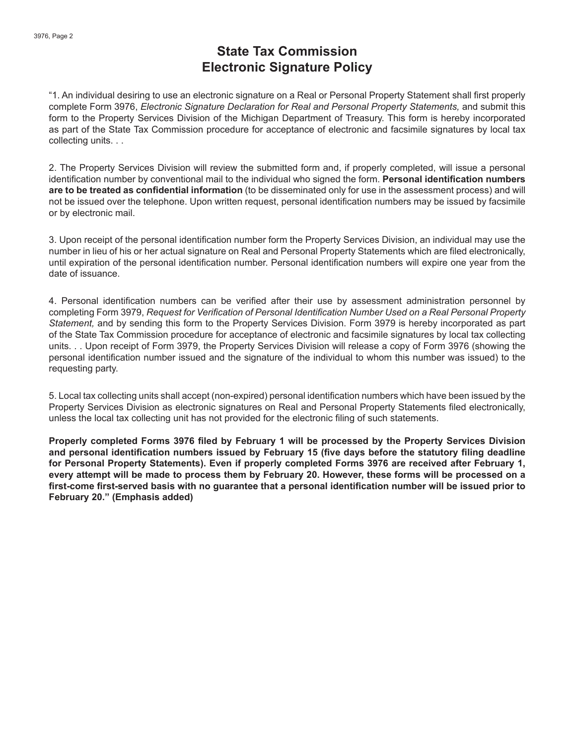# State Tax Commission
# Electronic Signature Policy

"1. An individual desiring to use an electronic signature on a Real or Personal Property Statement shall first properly complete Form 3976, *Electronic Signature Declaration for Real and Personal Property Statements,* and submit this form to the Property Services Division of the Michigan Department of Treasury. This form is hereby incorporated as part of the State Tax Commission procedure for acceptance of electronic and facsimile signatures by local tax collecting units. . .

2. The Property Services Division will review the submitted form and, if properly completed, will issue a personal identification number by conventional mail to the individual who signed the form. **Personal identification numbers are to be treated as confidential information** (to be disseminated only for use in the assessment process) and will not be issued over the telephone. Upon written request, personal identification numbers may be issued by facsimile or by electronic mail.

3. Upon receipt of the personal identification number form the Property Services Division, an individual may use the number in lieu of his or her actual signature on Real and Personal Property Statements which are filed electronically, until expiration of the personal identification number. Personal identification numbers will expire one year from the date of issuance.

4. Personal identification numbers can be verified after their use by assessment administration personnel by completing Form 3979, *Request for Verification of Personal Identification Number Used on a Real Personal Property Statement,* and by sending this form to the Property Services Division. Form 3979 is hereby incorporated as part of the State Tax Commission procedure for acceptance of electronic and facsimile signatures by local tax collecting units. . . Upon receipt of Form 3979, the Property Services Division will release a copy of Form 3976 (showing the personal identification number issued and the signature of the individual to whom this number was issued) to the requesting party.

5. Local tax collecting units shall accept (non-expired) personal identification numbers which have been issued by the Property Services Division as electronic signatures on Real and Personal Property Statements filed electronically, unless the local tax collecting unit has not provided for the electronic filing of such statements.

**Properly completed Forms 3976 filed by February 1 will be processed by the Property Services Division and personal identification numbers issued by February 15 (five days before the statutory filing deadline for Personal Property Statements). Even if properly completed Forms 3976 are received after February 1, every attempt will be made to process them by February 20. However, these forms will be processed on a first-come first-served basis with no guarantee that a personal identification number will be issued prior to February 20." (Emphasis added)**